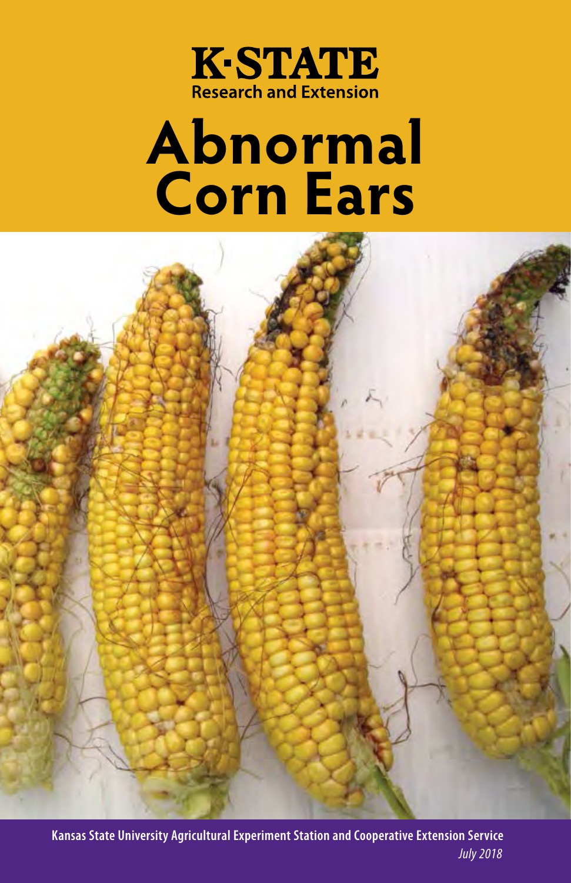**K·STATE**
**Research and Extension**

# Abnormal Corn Ears

**Kansas State University Agricultural Experiment Station and Cooperative Extension Service**

*July 2018*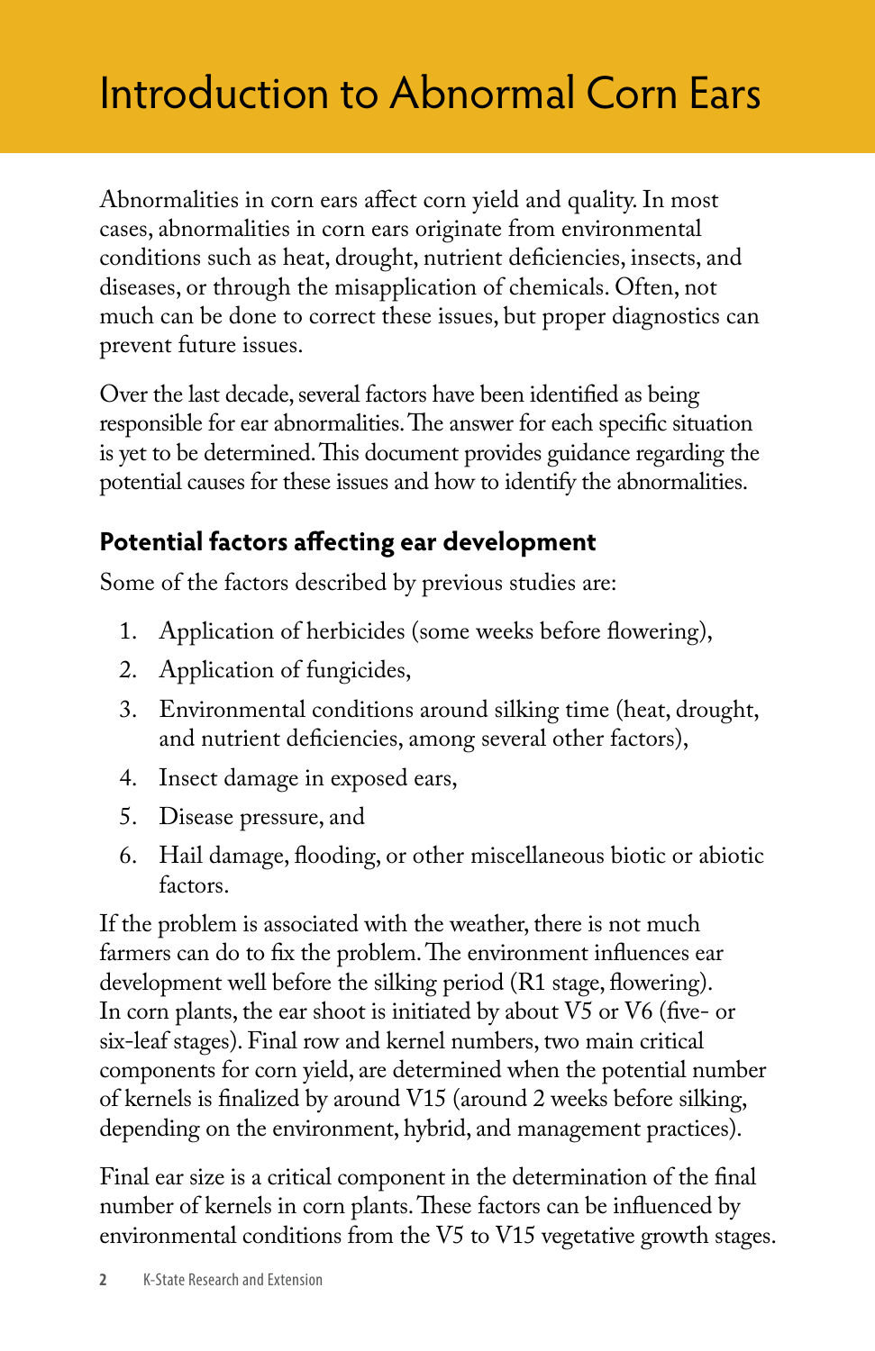# Introduction to Abnormal Corn Ears

Abnormalities in corn ears affect corn yield and quality. In most cases, abnormalities in corn ears originate from environmental conditions such as heat, drought, nutrient deficiencies, insects, and diseases, or through the misapplication of chemicals. Often, not much can be done to correct these issues, but proper diagnostics can prevent future issues.

Over the last decade, several factors have been identified as being responsible for ear abnormalities. The answer for each specific situation is yet to be determined. This document provides guidance regarding the potential causes for these issues and how to identify the abnormalities.

## Potential factors affecting ear development

Some of the factors described by previous studies are:

1. Application of herbicides (some weeks before flowering),
2. Application of fungicides,
3. Environmental conditions around silking time (heat, drought, and nutrient deficiencies, among several other factors),
4. Insect damage in exposed ears,
5. Disease pressure, and
6. Hail damage, flooding, or other miscellaneous biotic or abiotic factors.

If the problem is associated with the weather, there is not much farmers can do to fix the problem. The environment influences ear development well before the silking period (R1 stage, flowering). In corn plants, the ear shoot is initiated by about V5 or V6 (five- or six-leaf stages). Final row and kernel numbers, two main critical components for corn yield, are determined when the potential number of kernels is finalized by around V15 (around 2 weeks before silking, depending on the environment, hybrid, and management practices).

Final ear size is a critical component in the determination of the final number of kernels in corn plants. These factors can be influenced by environmental conditions from the V5 to V15 vegetative growth stages.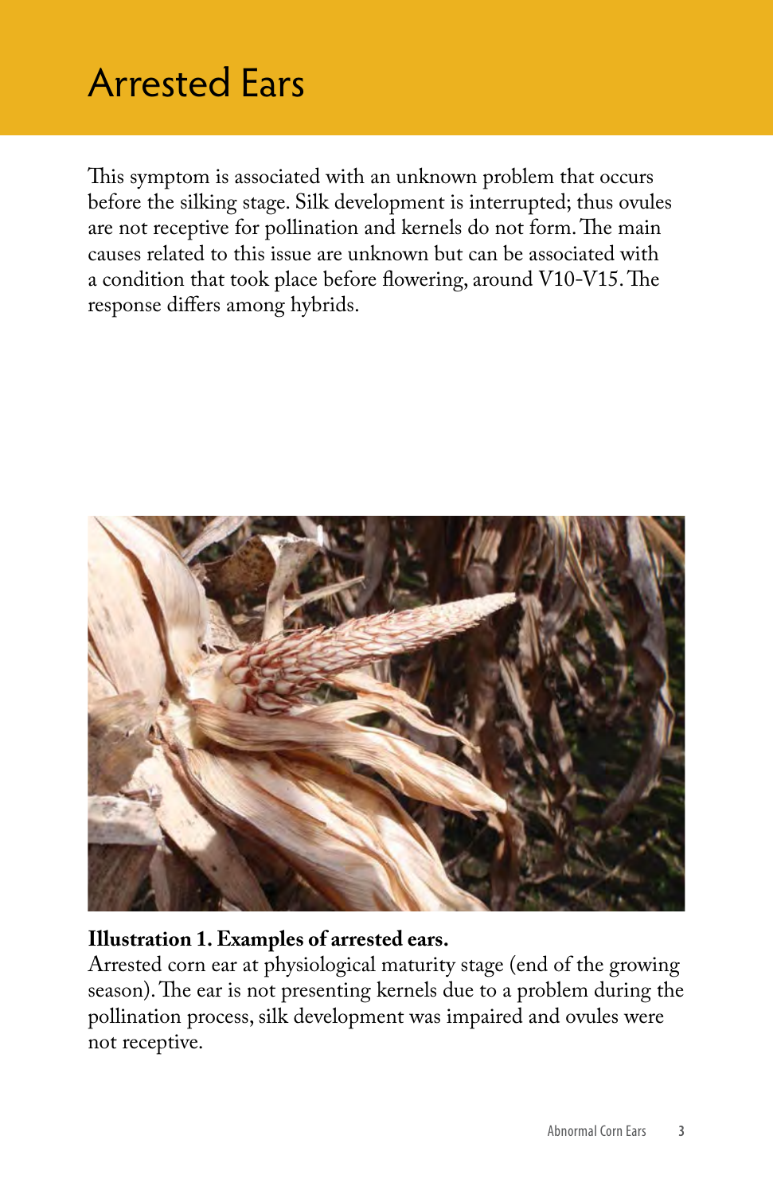# Arrested Ears

This symptom is associated with an unknown problem that occurs before the silking stage. Silk development is interrupted; thus ovules are not receptive for pollination and kernels do not form. The main causes related to this issue are unknown but can be associated with a condition that took place before flowering, around V10-V15. The response differs among hybrids.

**Illustration 1. Examples of arrested ears.**
Arrested corn ear at physiological maturity stage (end of the growing season). The ear is not presenting kernels due to a problem during the pollination process, silk development was impaired and ovules were not receptive.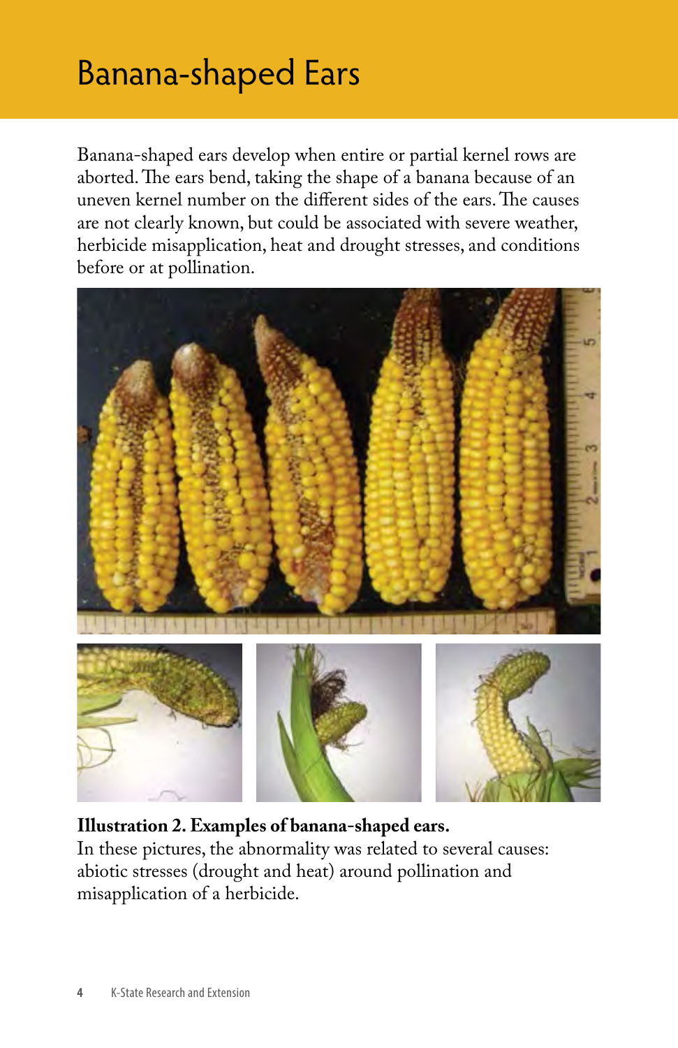# Banana-shaped Ears

Banana-shaped ears develop when entire or partial kernel rows are aborted. The ears bend, taking the shape of a banana because of an uneven kernel number on the different sides of the ears. The causes are not clearly known, but could be associated with severe weather, herbicide misapplication, heat and drought stresses, and conditions before or at pollination.

**Illustration 2. Examples of banana-shaped ears.**
In these pictures, the abnormality was related to several causes: abiotic stresses (drought and heat) around pollination and misapplication of a herbicide.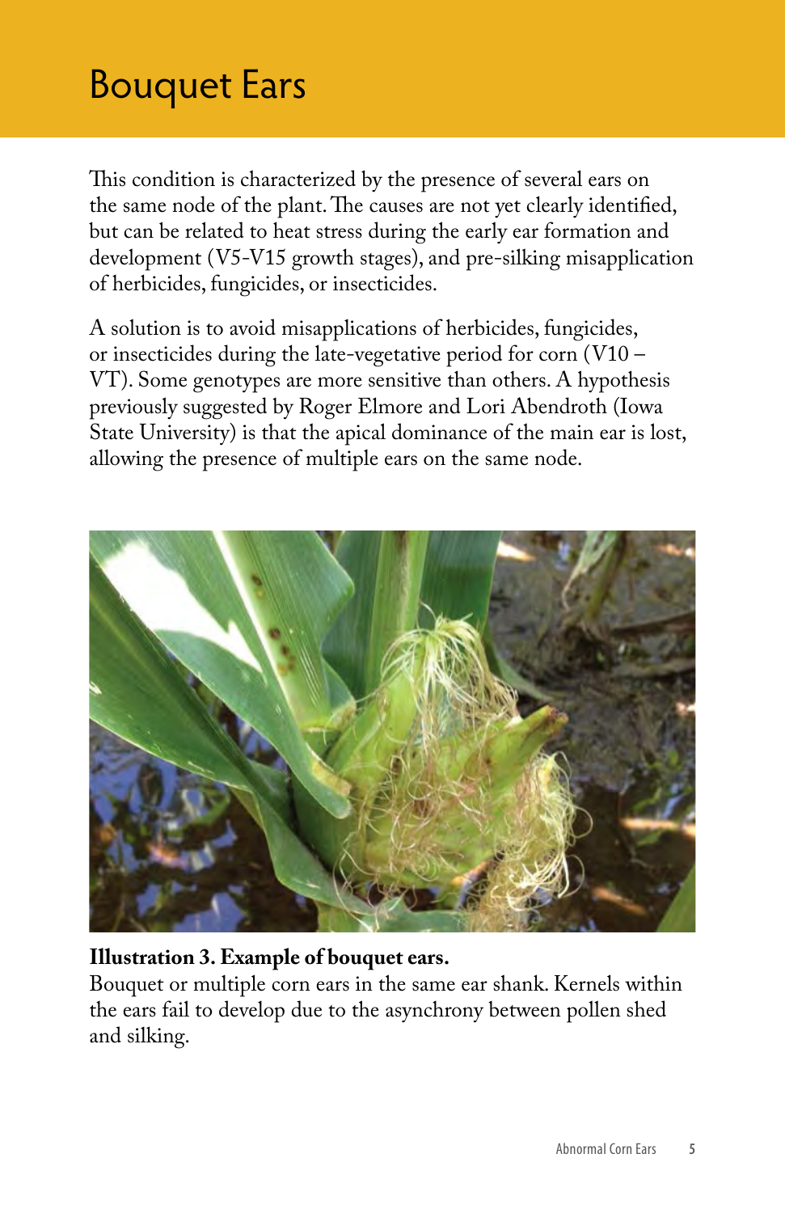# Bouquet Ears

This condition is characterized by the presence of several ears on the same node of the plant. The causes are not yet clearly identified, but can be related to heat stress during the early ear formation and development (V5-V15 growth stages), and pre-silking misapplication of herbicides, fungicides, or insecticides.

A solution is to avoid misapplications of herbicides, fungicides, or insecticides during the late-vegetative period for corn (V10 – VT). Some genotypes are more sensitive than others. A hypothesis previously suggested by Roger Elmore and Lori Abendroth (Iowa State University) is that the apical dominance of the main ear is lost, allowing the presence of multiple ears on the same node.

**Illustration 3. Example of bouquet ears.**
Bouquet or multiple corn ears in the same ear shank. Kernels within the ears fail to develop due to the asynchrony between pollen shed and silking.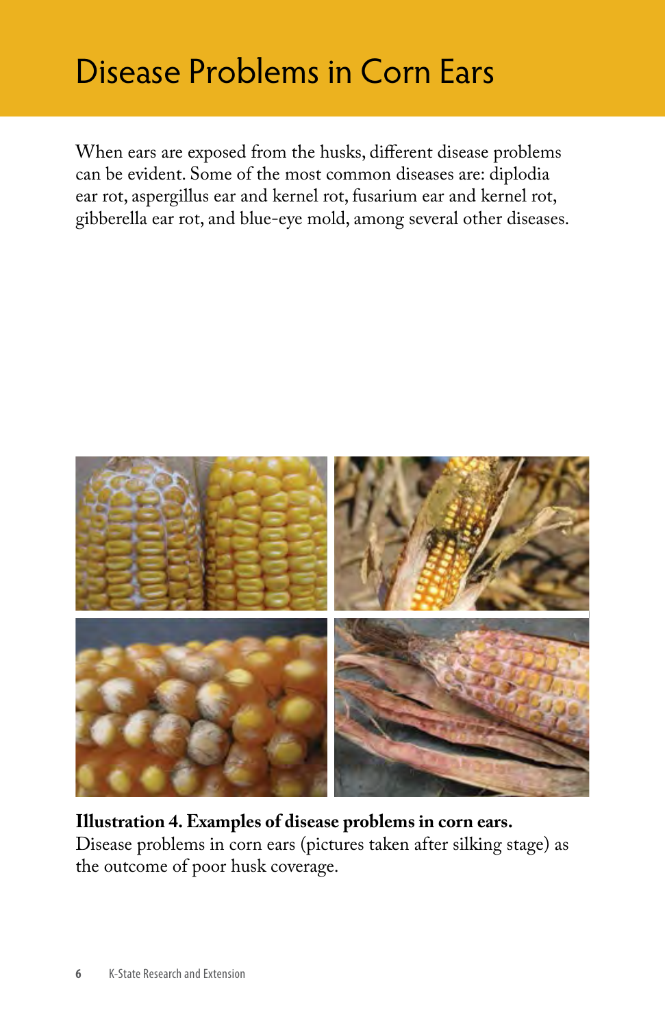# Disease Problems in Corn Ears

When ears are exposed from the husks, different disease problems can be evident. Some of the most common diseases are: diplodia ear rot, aspergillus ear and kernel rot, fusarium ear and kernel rot, gibberella ear rot, and blue-eye mold, among several other diseases.

**Illustration 4. Examples of disease problems in corn ears.** Disease problems in corn ears (pictures taken after silking stage) as the outcome of poor husk coverage.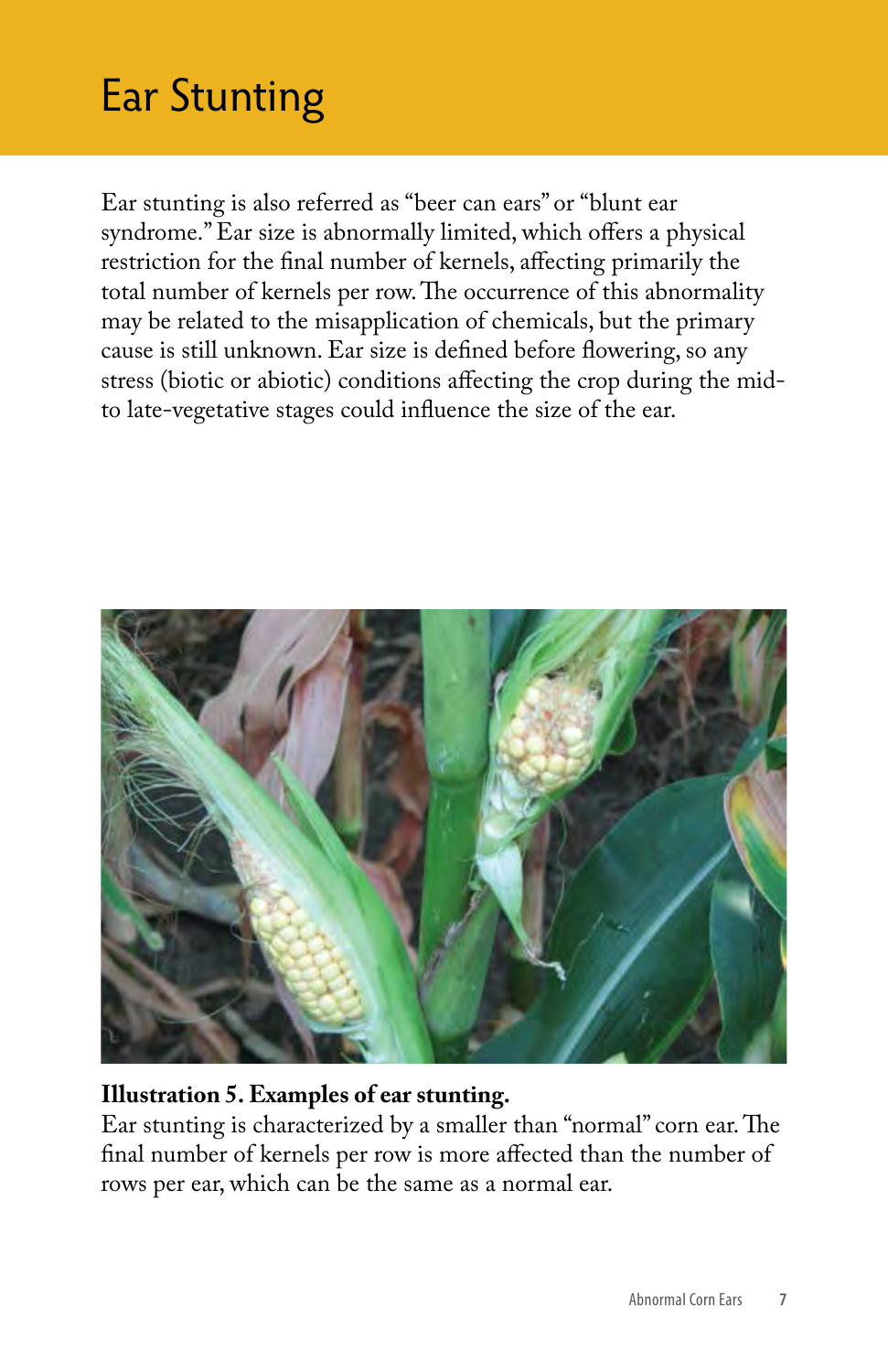# Ear Stunting

Ear stunting is also referred as "beer can ears" or "blunt ear syndrome." Ear size is abnormally limited, which offers a physical restriction for the final number of kernels, affecting primarily the total number of kernels per row. The occurrence of this abnormality may be related to the misapplication of chemicals, but the primary cause is still unknown. Ear size is defined before flowering, so any stress (biotic or abiotic) conditions affecting the crop during the mid- to late-vegetative stages could influence the size of the ear.

**Illustration 5. Examples of ear stunting.**
Ear stunting is characterized by a smaller than "normal" corn ear. The final number of kernels per row is more affected than the number of rows per ear, which can be the same as a normal ear.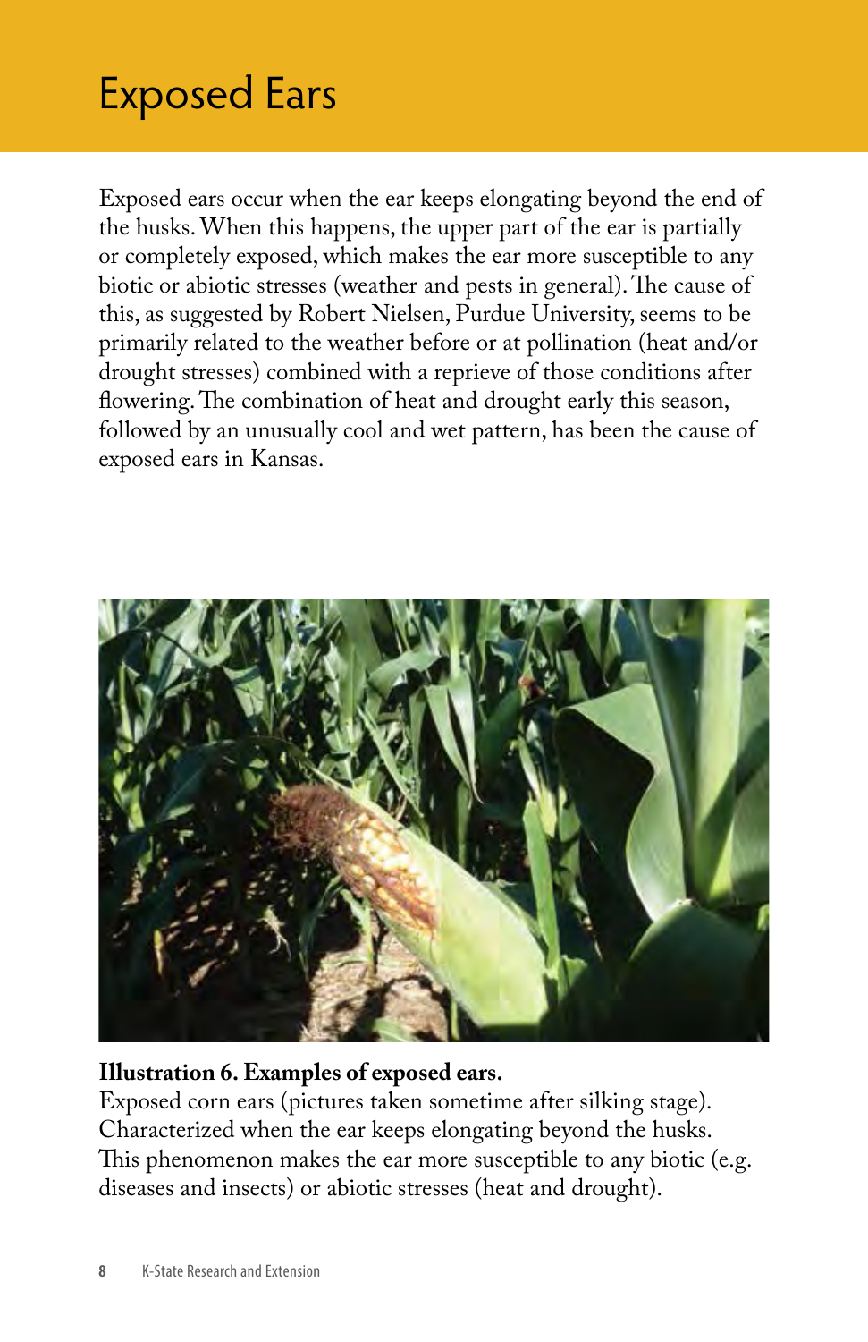# Exposed Ears

Exposed ears occur when the ear keeps elongating beyond the end of the husks. When this happens, the upper part of the ear is partially or completely exposed, which makes the ear more susceptible to any biotic or abiotic stresses (weather and pests in general). The cause of this, as suggested by Robert Nielsen, Purdue University, seems to be primarily related to the weather before or at pollination (heat and/or drought stresses) combined with a reprieve of those conditions after flowering. The combination of heat and drought early this season, followed by an unusually cool and wet pattern, has been the cause of exposed ears in Kansas.

**Illustration 6. Examples of exposed ears.**
Exposed corn ears (pictures taken sometime after silking stage). Characterized when the ear keeps elongating beyond the husks. This phenomenon makes the ear more susceptible to any biotic (e.g. diseases and insects) or abiotic stresses (heat and drought).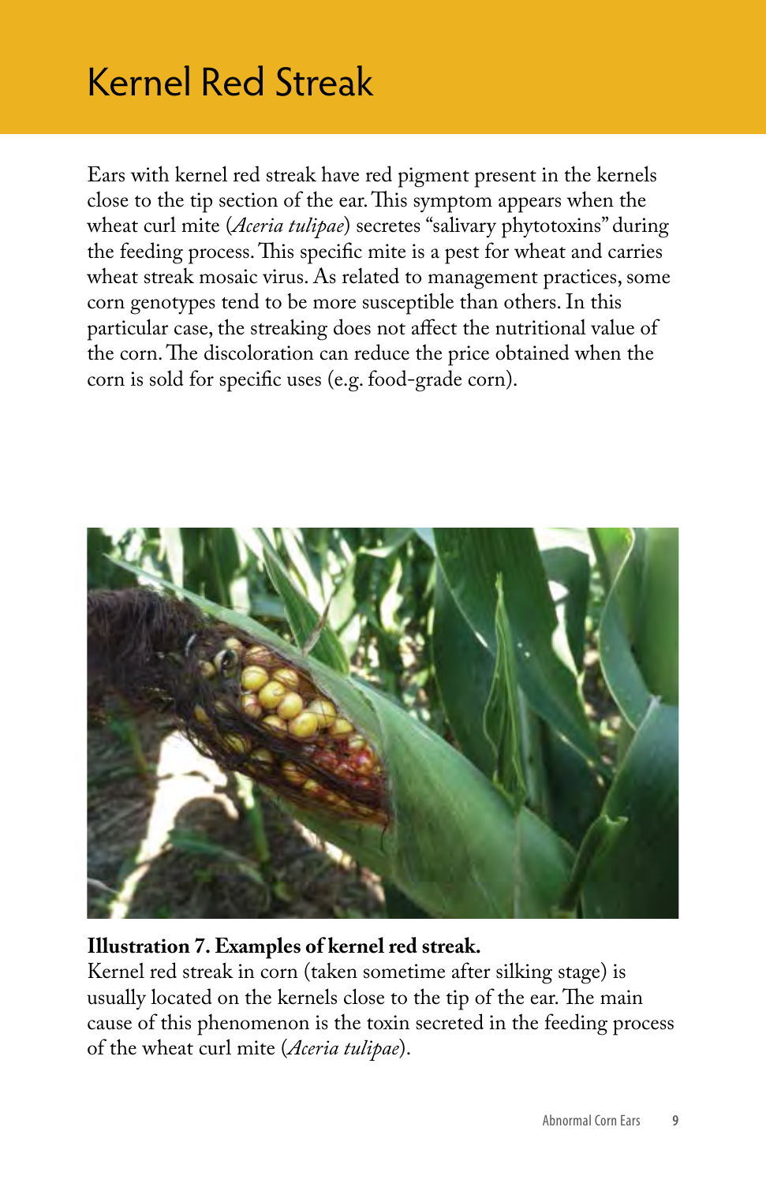# Kernel Red Streak

Ears with kernel red streak have red pigment present in the kernels close to the tip section of the ear. This symptom appears when the wheat curl mite (*Aceria tulipae*) secretes "salivary phytotoxins" during the feeding process. This specific mite is a pest for wheat and carries wheat streak mosaic virus. As related to management practices, some corn genotypes tend to be more susceptible than others. In this particular case, the streaking does not affect the nutritional value of the corn. The discoloration can reduce the price obtained when the corn is sold for specific uses (e.g. food-grade corn).

**Illustration 7. Examples of kernel red streak.**
Kernel red streak in corn (taken sometime after silking stage) is usually located on the kernels close to the tip of the ear. The main cause of this phenomenon is the toxin secreted in the feeding process of the wheat curl mite (*Aceria tulipae*).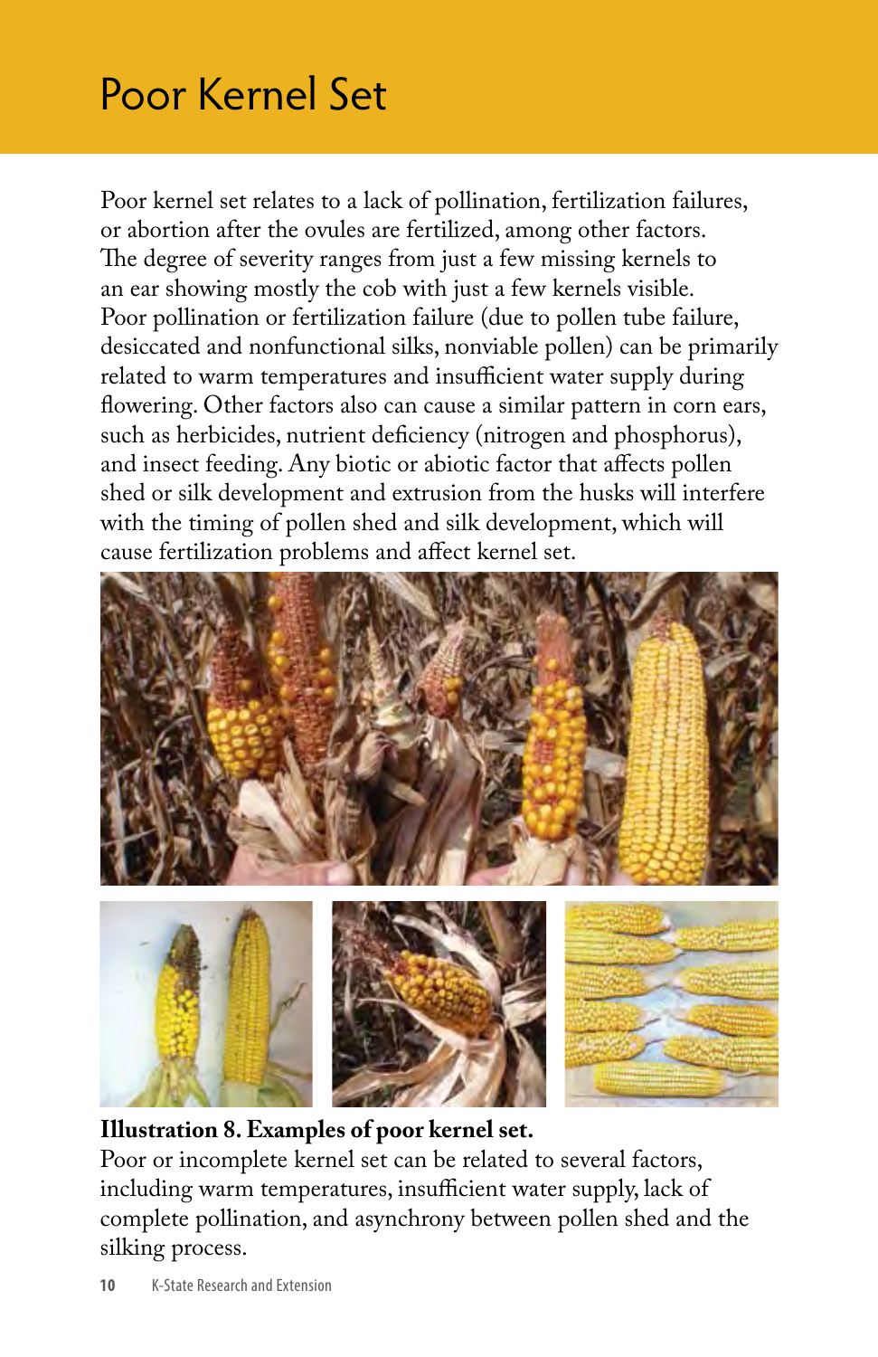# Poor Kernel Set

Poor kernel set relates to a lack of pollination, fertilization failures, or abortion after the ovules are fertilized, among other factors. The degree of severity ranges from just a few missing kernels to an ear showing mostly the cob with just a few kernels visible. Poor pollination or fertilization failure (due to pollen tube failure, desiccated and nonfunctional silks, nonviable pollen) can be primarily related to warm temperatures and insufficient water supply during flowering. Other factors also can cause a similar pattern in corn ears, such as herbicides, nutrient deficiency (nitrogen and phosphorus), and insect feeding. Any biotic or abiotic factor that affects pollen shed or silk development and extrusion from the husks will interfere with the timing of pollen shed and silk development, which will cause fertilization problems and affect kernel set.

**Illustration 8. Examples of poor kernel set.**
Poor or incomplete kernel set can be related to several factors, including warm temperatures, insufficient water supply, lack of complete pollination, and asynchrony between pollen shed and the silking process.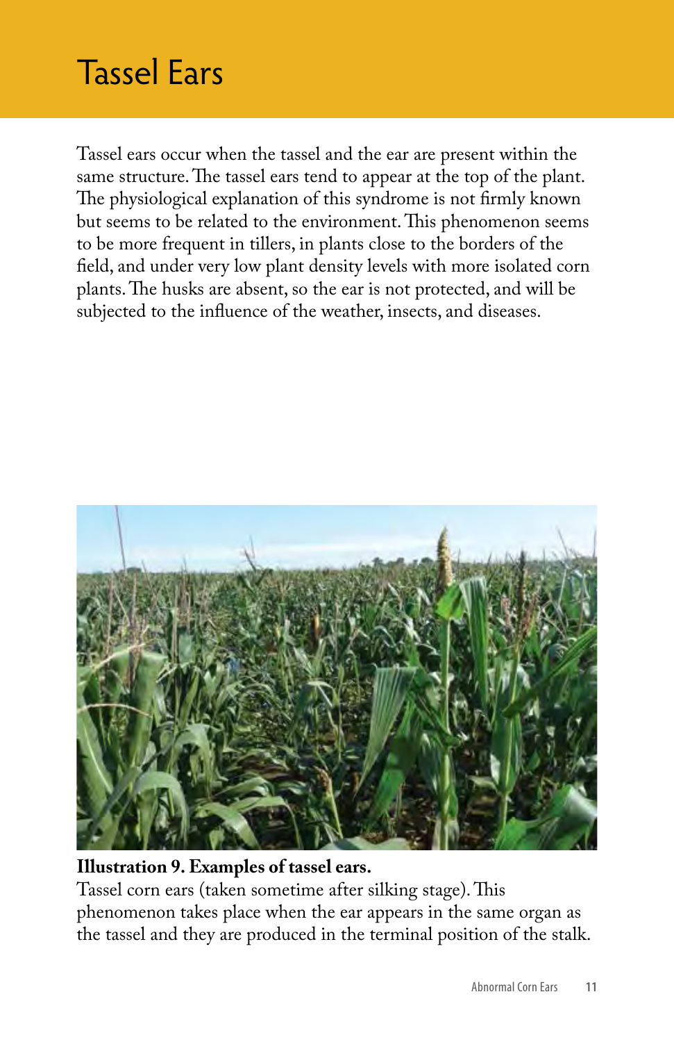# Tassel Ears

Tassel ears occur when the tassel and the ear are present within the same structure. The tassel ears tend to appear at the top of the plant. The physiological explanation of this syndrome is not firmly known but seems to be related to the environment. This phenomenon seems to be more frequent in tillers, in plants close to the borders of the field, and under very low plant density levels with more isolated corn plants. The husks are absent, so the ear is not protected, and will be subjected to the influence of the weather, insects, and diseases.

**Illustration 9. Examples of tassel ears.**
Tassel corn ears (taken sometime after silking stage). This phenomenon takes place when the ear appears in the same organ as the tassel and they are produced in the terminal position of the stalk.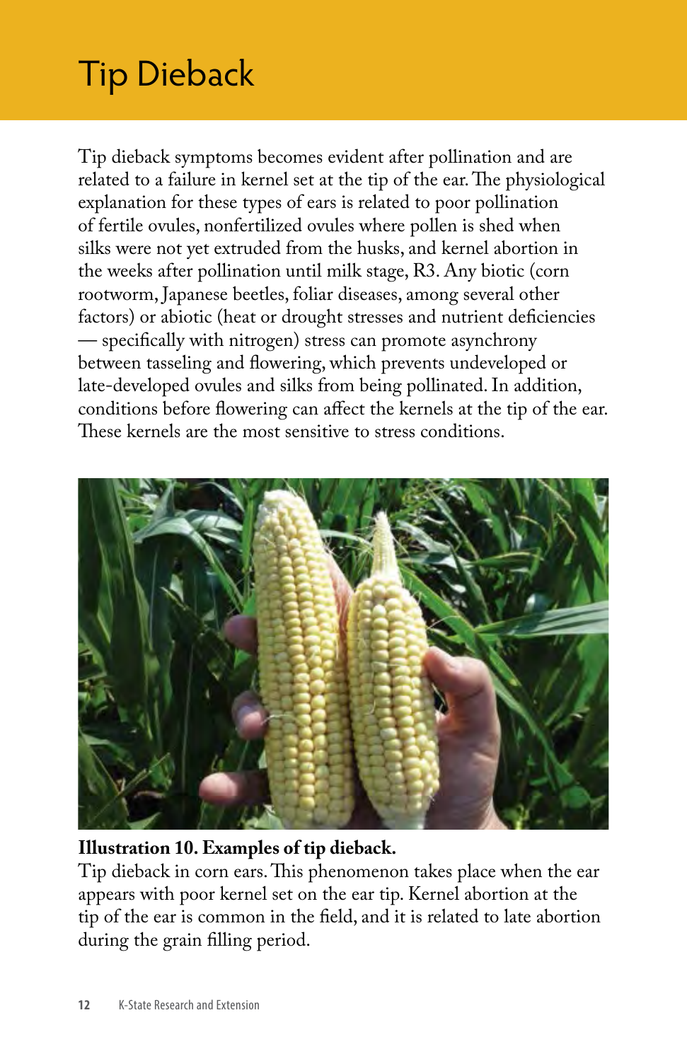# Tip Dieback

Tip dieback symptoms becomes evident after pollination and are related to a failure in kernel set at the tip of the ear. The physiological explanation for these types of ears is related to poor pollination of fertile ovules, nonfertilized ovules where pollen is shed when silks were not yet extruded from the husks, and kernel abortion in the weeks after pollination until milk stage, R3. Any biotic (corn rootworm, Japanese beetles, foliar diseases, among several other factors) or abiotic (heat or drought stresses and nutrient deficiencies — specifically with nitrogen) stress can promote asynchrony between tasseling and flowering, which prevents undeveloped or late-developed ovules and silks from being pollinated. In addition, conditions before flowering can affect the kernels at the tip of the ear. These kernels are the most sensitive to stress conditions.

**Illustration 10. Examples of tip dieback.**
Tip dieback in corn ears. This phenomenon takes place when the ear appears with poor kernel set on the ear tip. Kernel abortion at the tip of the ear is common in the field, and it is related to late abortion during the grain filling period.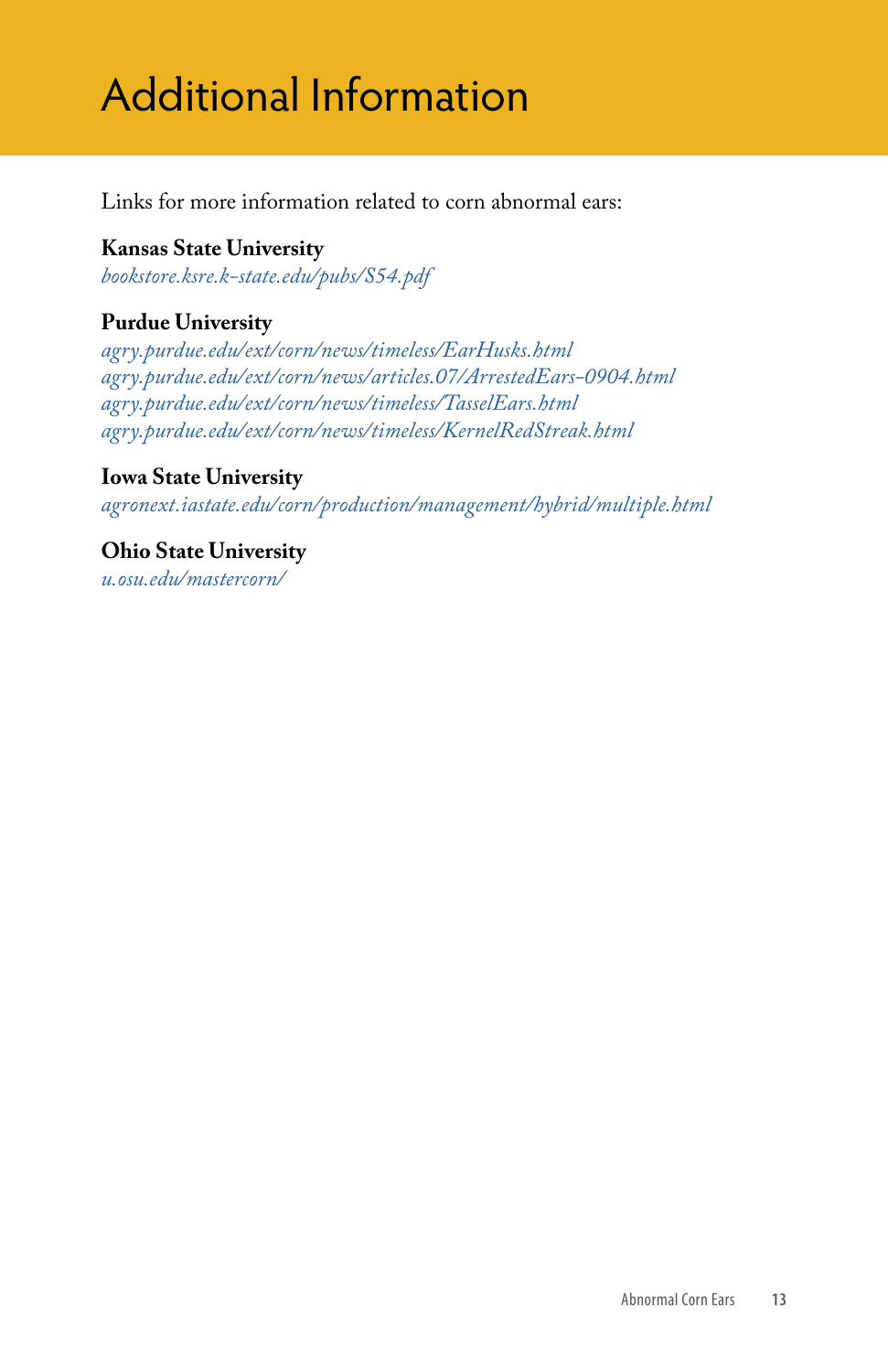# Additional Information

Links for more information related to corn abnormal ears:

**Kansas State University**
*bookstore.ksre.k-state.edu/pubs/S54.pdf*

**Purdue University**
*agry.purdue.edu/ext/corn/news/timeless/EarHusks.html*
*agry.purdue.edu/ext/corn/news/articles.07/ArrestedEars-0904.html*
*agry.purdue.edu/ext/corn/news/timeless/TasselEars.html*
*agry.purdue.edu/ext/corn/news/timeless/KernelRedStreak.html*

**Iowa State University**
*agronext.iastate.edu/corn/production/management/hybrid/multiple.html*

**Ohio State University**
*u.osu.edu/mastercorn/*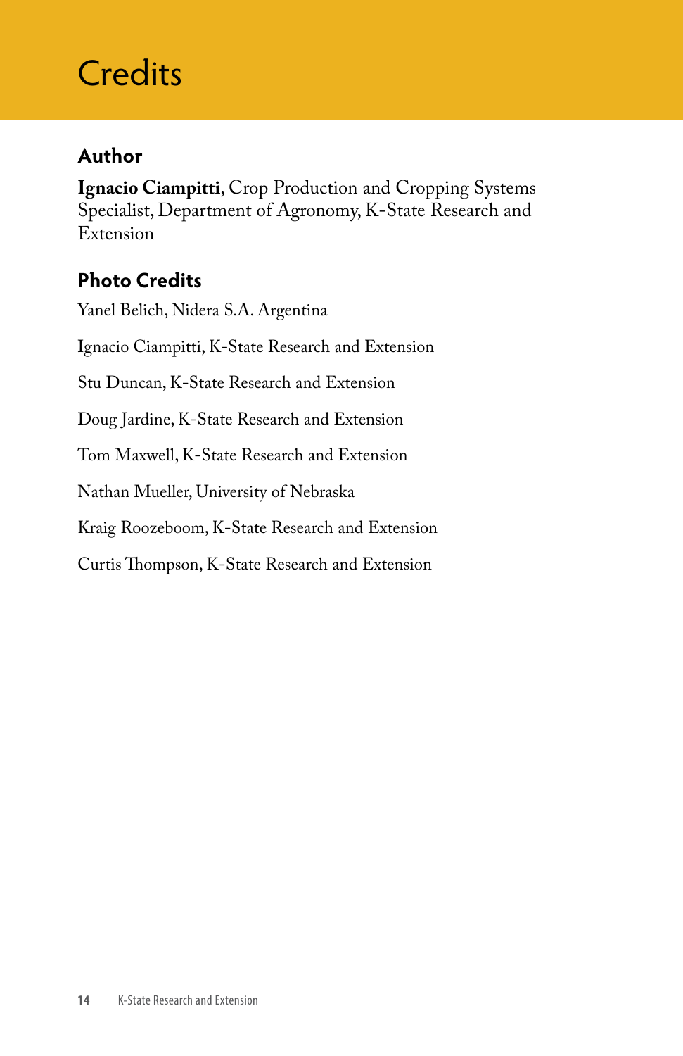# Credits

## Author

**Ignacio Ciampitti**, Crop Production and Cropping Systems Specialist, Department of Agronomy, K-State Research and Extension

## Photo Credits

Yanel Belich, Nidera S.A. Argentina

Ignacio Ciampitti, K-State Research and Extension

Stu Duncan, K-State Research and Extension

Doug Jardine, K-State Research and Extension

Tom Maxwell, K-State Research and Extension

Nathan Mueller, University of Nebraska

Kraig Roozeboom, K-State Research and Extension

Curtis Thompson, K-State Research and Extension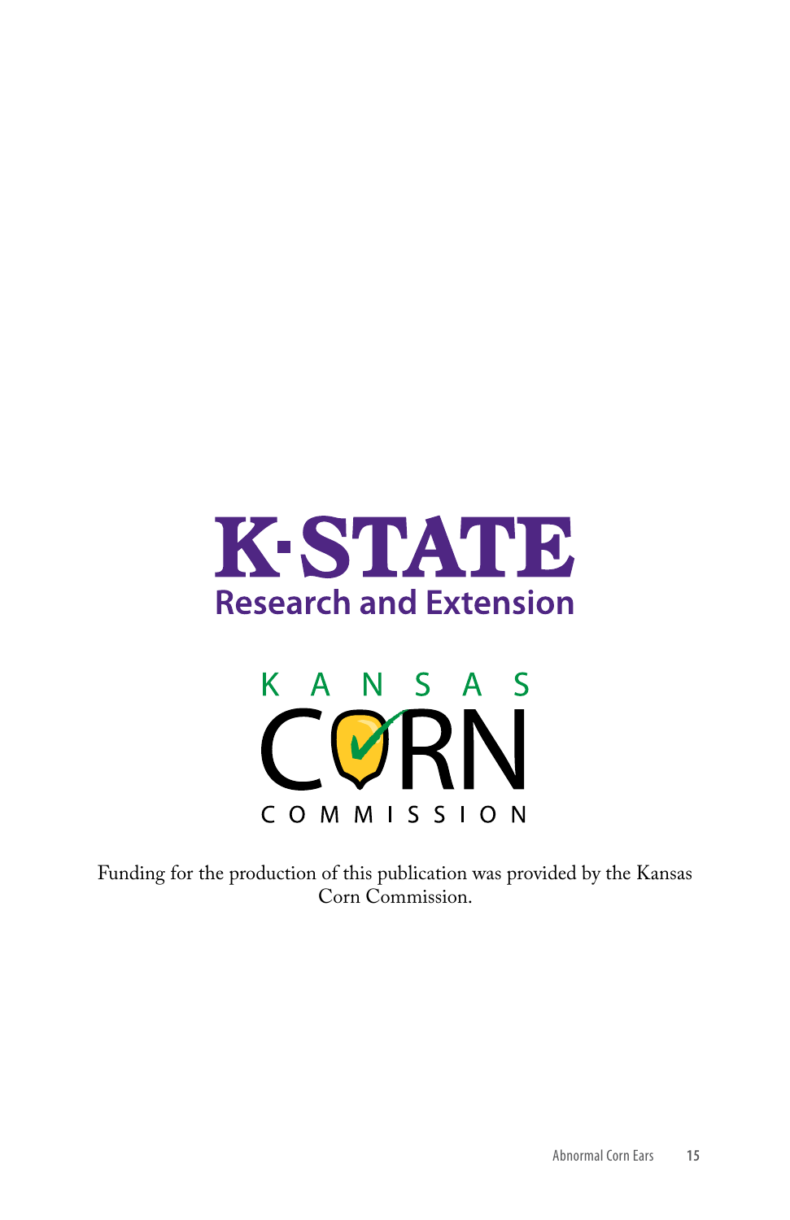K-STATE
Research and Extension

KANSAS
CORN
COMMISSION

Funding for the production of this publication was provided by the Kansas Corn Commission.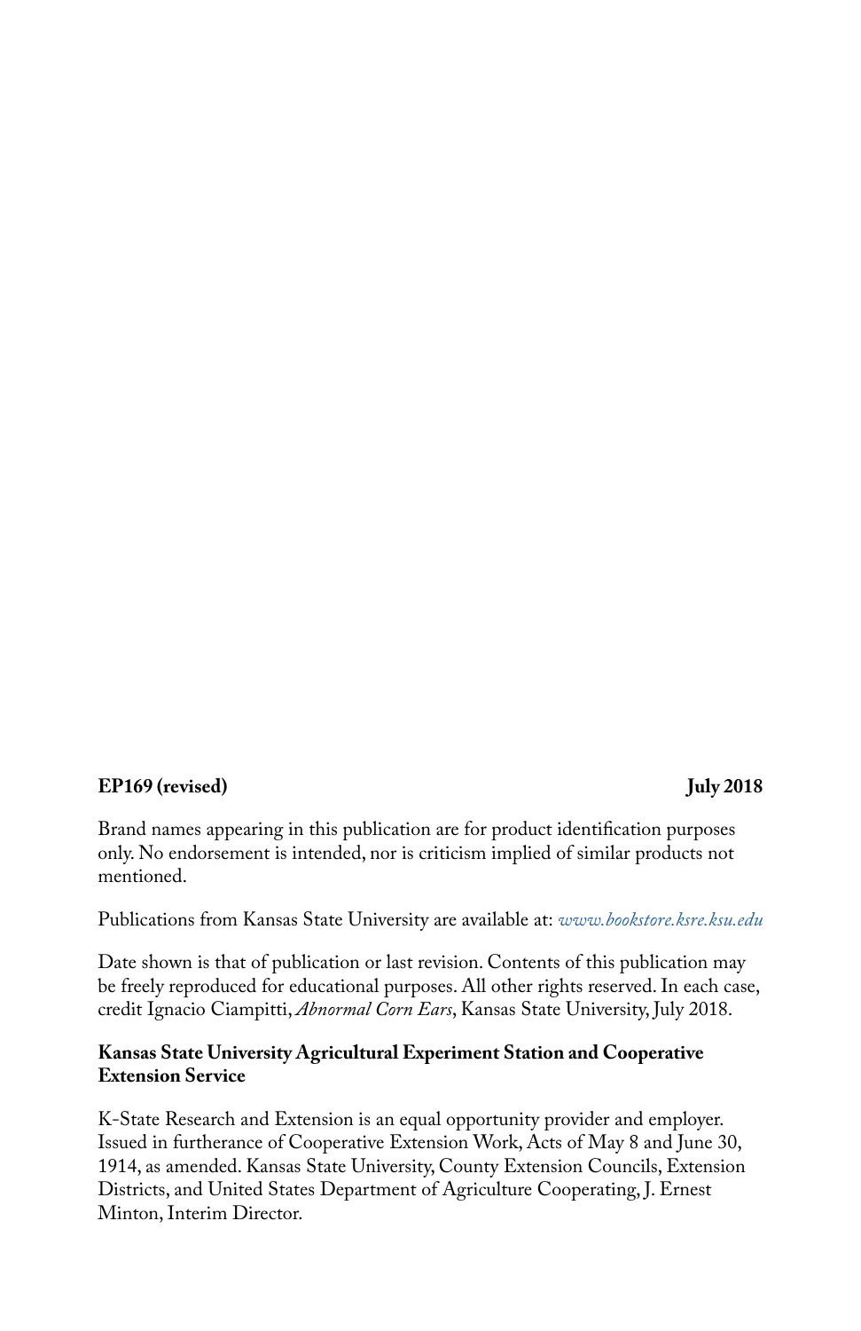**EP169 (revised)** **July 2018**

Brand names appearing in this publication are for product identification purposes only. No endorsement is intended, nor is criticism implied of similar products not mentioned.

Publications from Kansas State University are available at: *www.bookstore.ksre.ksu.edu*

Date shown is that of publication or last revision. Contents of this publication may be freely reproduced for educational purposes. All other rights reserved. In each case, credit Ignacio Ciampitti, *Abnormal Corn Ears*, Kansas State University, July 2018.

**Kansas State University Agricultural Experiment Station and Cooperative Extension Service**

K-State Research and Extension is an equal opportunity provider and employer. Issued in furtherance of Cooperative Extension Work, Acts of May 8 and June 30, 1914, as amended. Kansas State University, County Extension Councils, Extension Districts, and United States Department of Agriculture Cooperating, J. Ernest Minton, Interim Director.